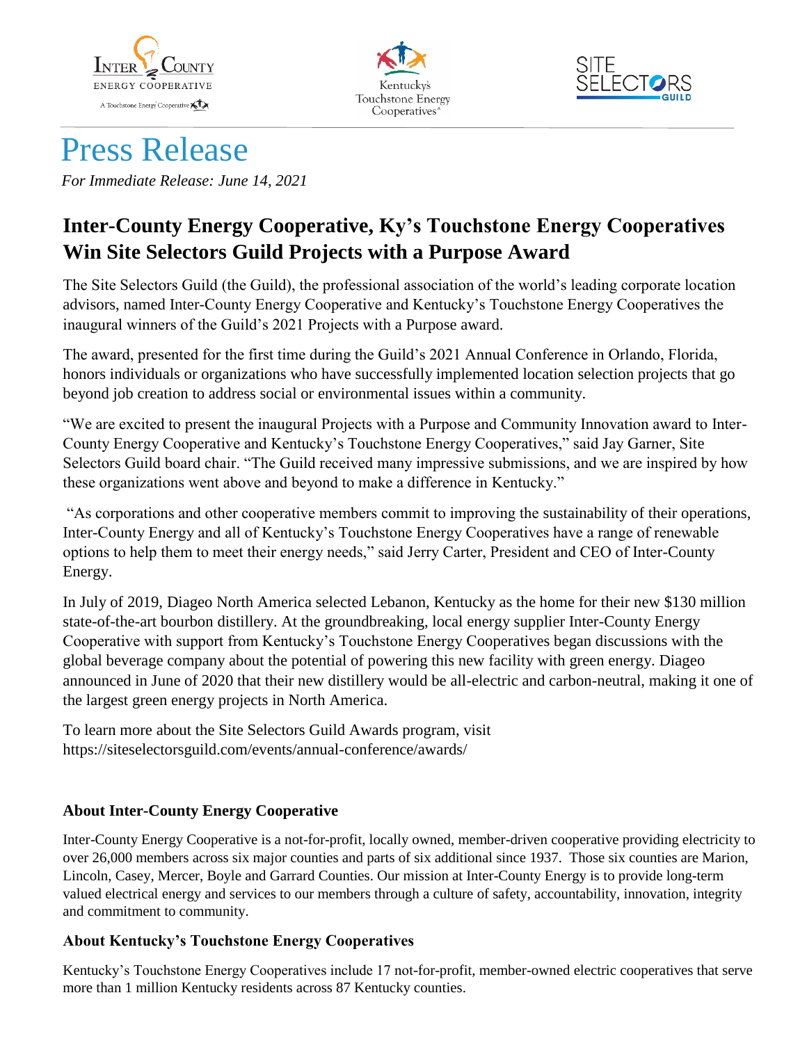# Press Release

*For Immediate Release: June 14, 2021*

## Inter-County Energy Cooperative, Ky's Touchstone Energy Cooperatives Win Site Selectors Guild Projects with a Purpose Award

The Site Selectors Guild (the Guild), the professional association of the world's leading corporate location advisors, named Inter-County Energy Cooperative and Kentucky's Touchstone Energy Cooperatives the inaugural winners of the Guild's 2021 Projects with a Purpose award.

The award, presented for the first time during the Guild's 2021 Annual Conference in Orlando, Florida, honors individuals or organizations who have successfully implemented location selection projects that go beyond job creation to address social or environmental issues within a community.

"We are excited to present the inaugural Projects with a Purpose and Community Innovation award to Inter-County Energy Cooperative and Kentucky's Touchstone Energy Cooperatives," said Jay Garner, Site Selectors Guild board chair. "The Guild received many impressive submissions, and we are inspired by how these organizations went above and beyond to make a difference in Kentucky."

"As corporations and other cooperative members commit to improving the sustainability of their operations, Inter-County Energy and all of Kentucky's Touchstone Energy Cooperatives have a range of renewable options to help them to meet their energy needs," said Jerry Carter, President and CEO of Inter-County Energy.

In July of 2019, Diageo North America selected Lebanon, Kentucky as the home for their new $130 million state-of-the-art bourbon distillery. At the groundbreaking, local energy supplier Inter-County Energy Cooperative with support from Kentucky's Touchstone Energy Cooperatives began discussions with the global beverage company about the potential of powering this new facility with green energy. Diageo announced in June of 2020 that their new distillery would be all-electric and carbon-neutral, making it one of the largest green energy projects in North America.

To learn more about the Site Selectors Guild Awards program, visit https://siteselectorsguild.com/events/annual-conference/awards/

### About Inter-County Energy Cooperative

Inter-County Energy Cooperative is a not-for-profit, locally owned, member-driven cooperative providing electricity to over 26,000 members across six major counties and parts of six additional since 1937. Those six counties are Marion, Lincoln, Casey, Mercer, Boyle and Garrard Counties. Our mission at Inter-County Energy is to provide long-term valued electrical energy and services to our members through a culture of safety, accountability, innovation, integrity and commitment to community.

### About Kentucky's Touchstone Energy Cooperatives

Kentucky's Touchstone Energy Cooperatives include 17 not-for-profit, member-owned electric cooperatives that serve more than 1 million Kentucky residents across 87 Kentucky counties.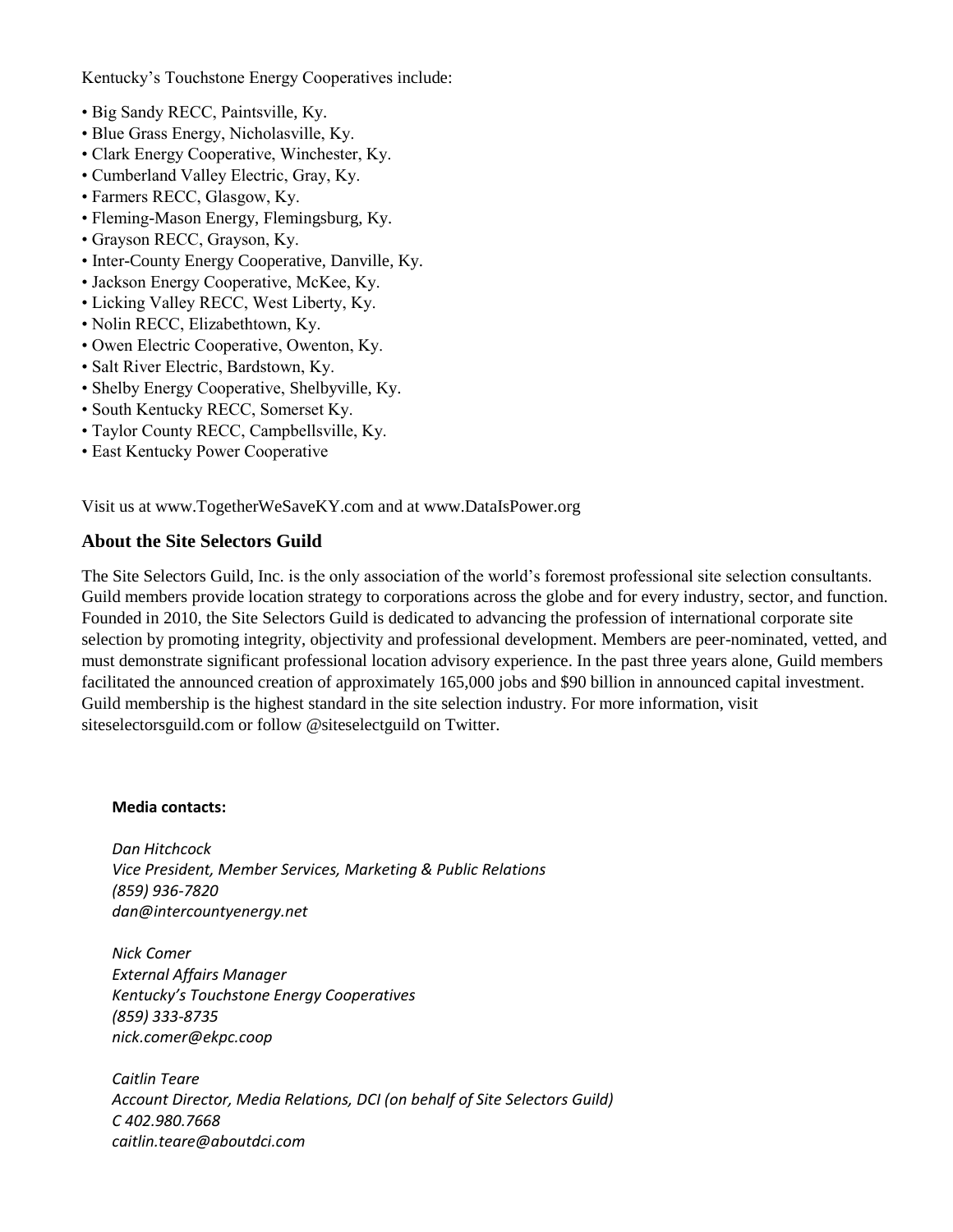Kentucky's Touchstone Energy Cooperatives include:

- Big Sandy RECC, Paintsville, Ky.
- Blue Grass Energy, Nicholasville, Ky.
- Clark Energy Cooperative, Winchester, Ky.
- Cumberland Valley Electric, Gray, Ky.
- Farmers RECC, Glasgow, Ky.
- Fleming-Mason Energy, Flemingsburg, Ky.
- Grayson RECC, Grayson, Ky.
- Inter-County Energy Cooperative, Danville, Ky.
- Jackson Energy Cooperative, McKee, Ky.
- Licking Valley RECC, West Liberty, Ky.
- Nolin RECC, Elizabethtown, Ky.
- Owen Electric Cooperative, Owenton, Ky.
- Salt River Electric, Bardstown, Ky.
- Shelby Energy Cooperative, Shelbyville, Ky.
- South Kentucky RECC, Somerset Ky.
- Taylor County RECC, Campbellsville, Ky.
- East Kentucky Power Cooperative

Visit us at www.TogetherWeSaveKY.com and at www.DataIsPower.org

## About the Site Selectors Guild

The Site Selectors Guild, Inc. is the only association of the world's foremost professional site selection consultants. Guild members provide location strategy to corporations across the globe and for every industry, sector, and function. Founded in 2010, the Site Selectors Guild is dedicated to advancing the profession of international corporate site selection by promoting integrity, objectivity and professional development. Members are peer-nominated, vetted, and must demonstrate significant professional location advisory experience. In the past three years alone, Guild members facilitated the announced creation of approximately 165,000 jobs and $90 billion in announced capital investment. Guild membership is the highest standard in the site selection industry. For more information, visit siteselectorsguild.com or follow @siteselectguild on Twitter.

**Media contacts:**

*Dan Hitchcock*
*Vice President, Member Services, Marketing & Public Relations*
*(859) 936-7820*
*dan@intercountyenergy.net*

*Nick Comer*
*External Affairs Manager*
*Kentucky's Touchstone Energy Cooperatives*
*(859) 333-8735*
*nick.comer@ekpc.coop*

*Caitlin Teare*
*Account Director, Media Relations, DCI (on behalf of Site Selectors Guild)*
*C 402.980.7668*
*caitlin.teare@aboutdci.com*